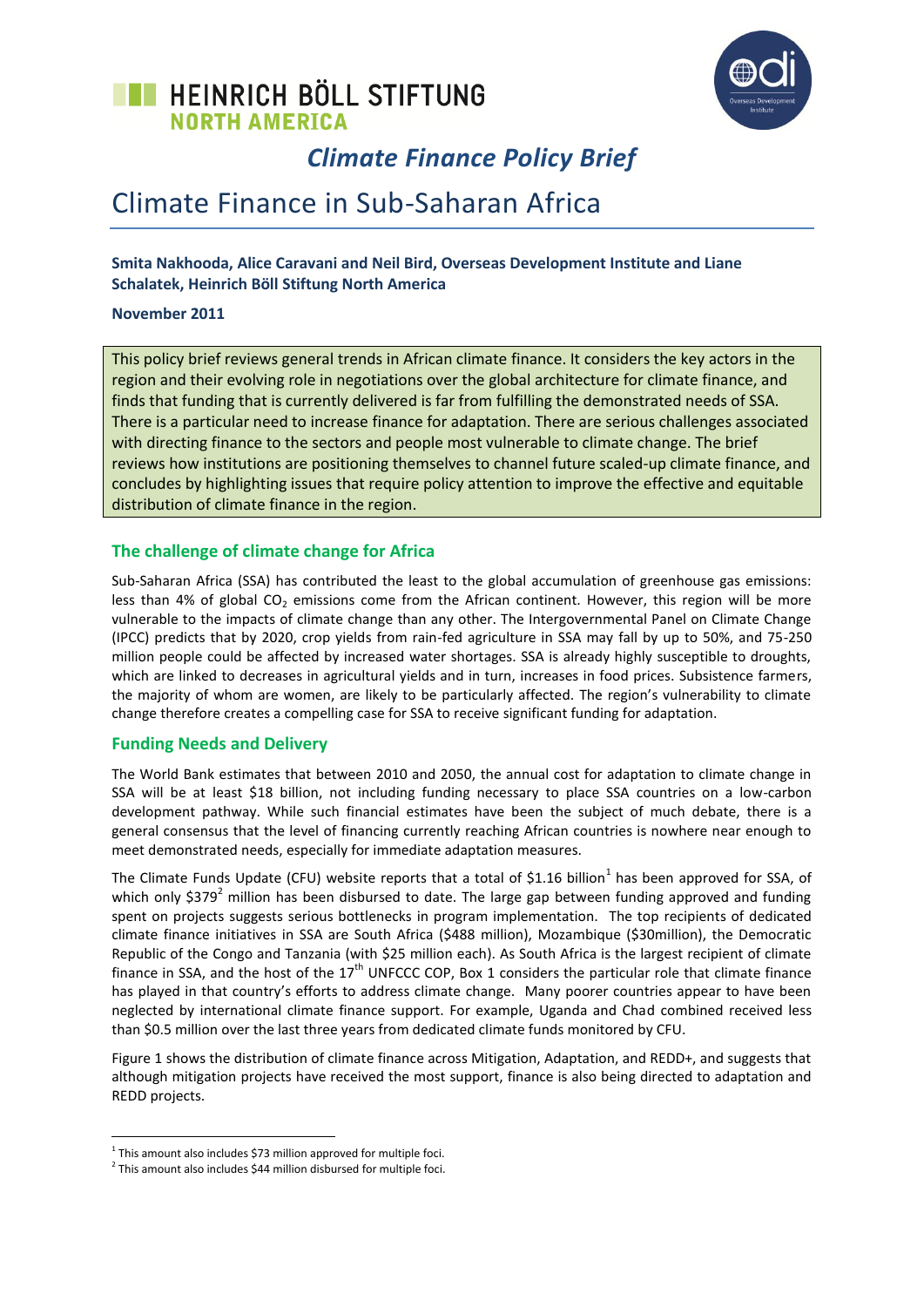HEINRICH BÖLL STIFTUNG
NORTH AMERICA

*Climate Finance Policy Brief*

# Climate Finance in Sub-Saharan Africa

**Smita Nakhooda, Alice Caravani and Neil Bird, Overseas Development Institute and Liane Schalatek, Heinrich Böll Stiftung North America**

**November 2011**

This policy brief reviews general trends in African climate finance. It considers the key actors in the region and their evolving role in negotiations over the global architecture for climate finance, and finds that funding that is currently delivered is far from fulfilling the demonstrated needs of SSA. There is a particular need to increase finance for adaptation. There are serious challenges associated with directing finance to the sectors and people most vulnerable to climate change. The brief reviews how institutions are positioning themselves to channel future scaled-up climate finance, and concludes by highlighting issues that require policy attention to improve the effective and equitable distribution of climate finance in the region.

## The challenge of climate change for Africa

Sub-Saharan Africa (SSA) has contributed the least to the global accumulation of greenhouse gas emissions: less than 4% of global $CO_2$ emissions come from the African continent. However, this region will be more vulnerable to the impacts of climate change than any other. The Intergovernmental Panel on Climate Change (IPCC) predicts that by 2020, crop yields from rain-fed agriculture in SSA may fall by up to 50%, and 75-250 million people could be affected by increased water shortages. SSA is already highly susceptible to droughts, which are linked to decreases in agricultural yields and in turn, increases in food prices. Subsistence farmers, the majority of whom are women, are likely to be particularly affected. The region's vulnerability to climate change therefore creates a compelling case for SSA to receive significant funding for adaptation.

## Funding Needs and Delivery

The World Bank estimates that between 2010 and 2050, the annual cost for adaptation to climate change in SSA will be at least $18 billion, not including funding necessary to place SSA countries on a low-carbon development pathway. While such financial estimates have been the subject of much debate, there is a general consensus that the level of financing currently reaching African countries is nowhere near enough to meet demonstrated needs, especially for immediate adaptation measures.

The Climate Funds Update (CFU) website reports that a total of $1.16 billion[1] has been approved for SSA, of which only $379[2] million has been disbursed to date. The large gap between funding approved and funding spent on projects suggests serious bottlenecks in program implementation. The top recipients of dedicated climate finance initiatives in SSA are South Africa ($488 million), Mozambique ($30million), the Democratic Republic of the Congo and Tanzania (with $25 million each). As South Africa is the largest recipient of climate finance in SSA, and the host of the 17th UNFCCC COP, Box 1 considers the particular role that climate finance has played in that country's efforts to address climate change. Many poorer countries appear to have been neglected by international climate finance support. For example, Uganda and Chad combined received less than $0.5 million over the last three years from dedicated climate funds monitored by CFU.

Figure 1 shows the distribution of climate finance across Mitigation, Adaptation, and REDD+, and suggests that although mitigation projects have received the most support, finance is also being directed to adaptation and REDD projects.

[1] This amount also includes $73 million approved for multiple foci.

[2] This amount also includes $44 million disbursed for multiple foci.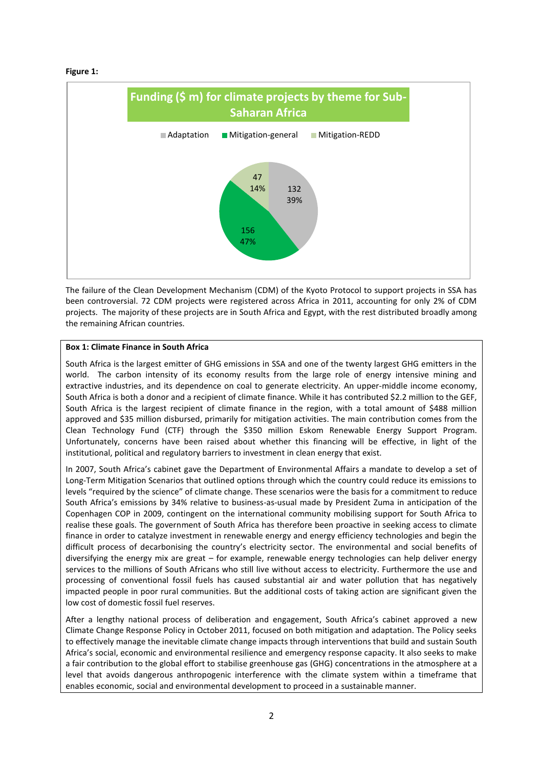**Figure 1:**

**Funding ($ m) for climate projects by theme for Sub-Saharan Africa**

| Theme | Funding ($ m) | Share |
|---|---|---|
| Adaptation | 132 | 39% |
| Mitigation-general | 156 | 47% |
| Mitigation-REDD | 47 | 14% |

The failure of the Clean Development Mechanism (CDM) of the Kyoto Protocol to support projects in SSA has been controversial. 72 CDM projects were registered across Africa in 2011, accounting for only 2% of CDM projects. The majority of these projects are in South Africa and Egypt, with the rest distributed broadly among the remaining African countries.

**Box 1: Climate Finance in South Africa**

South Africa is the largest emitter of GHG emissions in SSA and one of the twenty largest GHG emitters in the world. The carbon intensity of its economy results from the large role of energy intensive mining and extractive industries, and its dependence on coal to generate electricity. An upper-middle income economy, South Africa is both a donor and a recipient of climate finance. While it has contributed $2.2 million to the GEF, South Africa is the largest recipient of climate finance in the region, with a total amount of $488 million approved and $35 million disbursed, primarily for mitigation activities. The main contribution comes from the Clean Technology Fund (CTF) through the $350 million Eskom Renewable Energy Support Program. Unfortunately, concerns have been raised about whether this financing will be effective, in light of the institutional, political and regulatory barriers to investment in clean energy that exist.

In 2007, South Africa's cabinet gave the Department of Environmental Affairs a mandate to develop a set of Long-Term Mitigation Scenarios that outlined options through which the country could reduce its emissions to levels "required by the science" of climate change. These scenarios were the basis for a commitment to reduce South Africa's emissions by 34% relative to business-as-usual made by President Zuma in anticipation of the Copenhagen COP in 2009, contingent on the international community mobilising support for South Africa to realise these goals. The government of South Africa has therefore been proactive in seeking access to climate finance in order to catalyze investment in renewable energy and energy efficiency technologies and begin the difficult process of decarbonising the country's electricity sector. The environmental and social benefits of diversifying the energy mix are great – for example, renewable energy technologies can help deliver energy services to the millions of South Africans who still live without access to electricity. Furthermore the use and processing of conventional fossil fuels has caused substantial air and water pollution that has negatively impacted people in poor rural communities. But the additional costs of taking action are significant given the low cost of domestic fossil fuel reserves.

After a lengthy national process of deliberation and engagement, South Africa's cabinet approved a new Climate Change Response Policy in October 2011, focused on both mitigation and adaptation. The Policy seeks to effectively manage the inevitable climate change impacts through interventions that build and sustain South Africa's social, economic and environmental resilience and emergency response capacity. It also seeks to make a fair contribution to the global effort to stabilise greenhouse gas (GHG) concentrations in the atmosphere at a level that avoids dangerous anthropogenic interference with the climate system within a timeframe that enables economic, social and environmental development to proceed in a sustainable manner.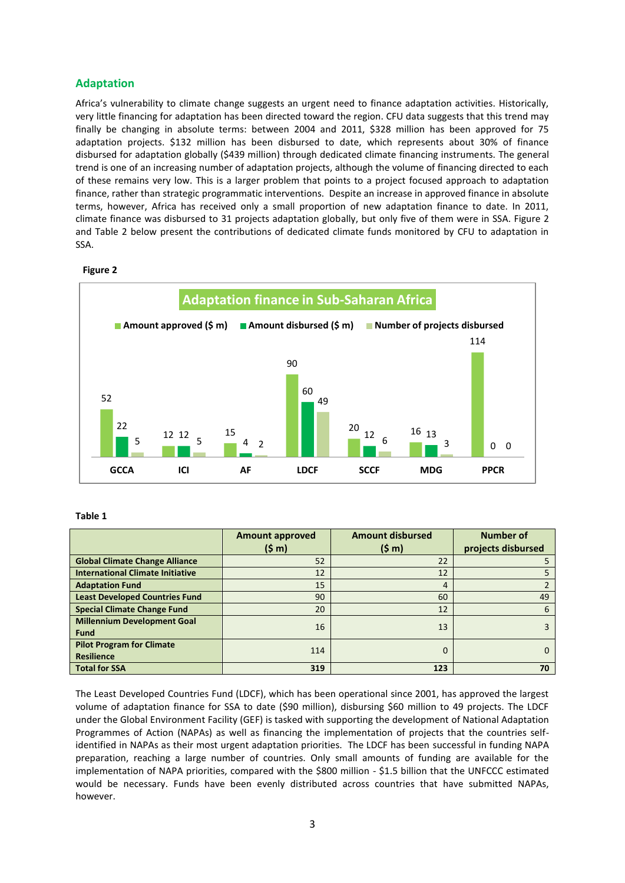## Adaptation

Africa's vulnerability to climate change suggests an urgent need to finance adaptation activities. Historically, very little financing for adaptation has been directed toward the region. CFU data suggests that this trend may finally be changing in absolute terms: between 2004 and 2011, $328 million has been approved for 75 adaptation projects. $132 million has been disbursed to date, which represents about 30% of finance disbursed for adaptation globally ($439 million) through dedicated climate financing instruments. The general trend is one of an increasing number of adaptation projects, although the volume of financing directed to each of these remains very low. This is a larger problem that points to a project focused approach to adaptation finance, rather than strategic programmatic interventions. Despite an increase in approved finance in absolute terms, however, Africa has received only a small proportion of new adaptation finance to date. In 2011, climate finance was disbursed to 31 projects adaptation globally, but only five of them were in SSA. Figure 2 and Table 2 below present the contributions of dedicated climate funds monitored by CFU to adaptation in SSA.

**Figure 2**

**Adaptation finance in Sub-Saharan Africa**

| | Amount approved ($ m) | Amount disbursed ($ m) | Number of projects disbursed |
|---|---|---|---|
| GCCA | 52 | 22 | 5 |
| ICI | 12 | 12 | 5 |
| AF | 15 | 4 | 2 |
| LDCF | 90 | 60 | 49 |
| SCCF | 20 | 12 | 6 |
| MDG | 16 | 13 | 3 |
| PPCR | 114 | 0 | 0 |

**Table 1**

| | Amount approved ($ m) | Amount disbursed ($ m) | Number of projects disbursed |
|---|---|---|---|
| **Global Climate Change Alliance** | 52 | 22 | 5 |
| **International Climate Initiative** | 12 | 12 | 5 |
| **Adaptation Fund** | 15 | 4 | 2 |
| **Least Developed Countries Fund** | 90 | 60 | 49 |
| **Special Climate Change Fund** | 20 | 12 | 6 |
| **Millennium Development Goal Fund** | 16 | 13 | 3 |
| **Pilot Program for Climate Resilience** | 114 | 0 | 0 |
| **Total for SSA** | **319** | **123** | **70** |

The Least Developed Countries Fund (LDCF), which has been operational since 2001, has approved the largest volume of adaptation finance for SSA to date ($90 million), disbursing $60 million to 49 projects. The LDCF under the Global Environment Facility (GEF) is tasked with supporting the development of National Adaptation Programmes of Action (NAPAs) as well as financing the implementation of projects that the countries self-identified in NAPAs as their most urgent adaptation priorities. The LDCF has been successful in funding NAPA preparation, reaching a large number of countries. Only small amounts of funding are available for the implementation of NAPA priorities, compared with the $800 million - $1.5 billion that the UNFCCC estimated would be necessary. Funds have been evenly distributed across countries that have submitted NAPAs, however.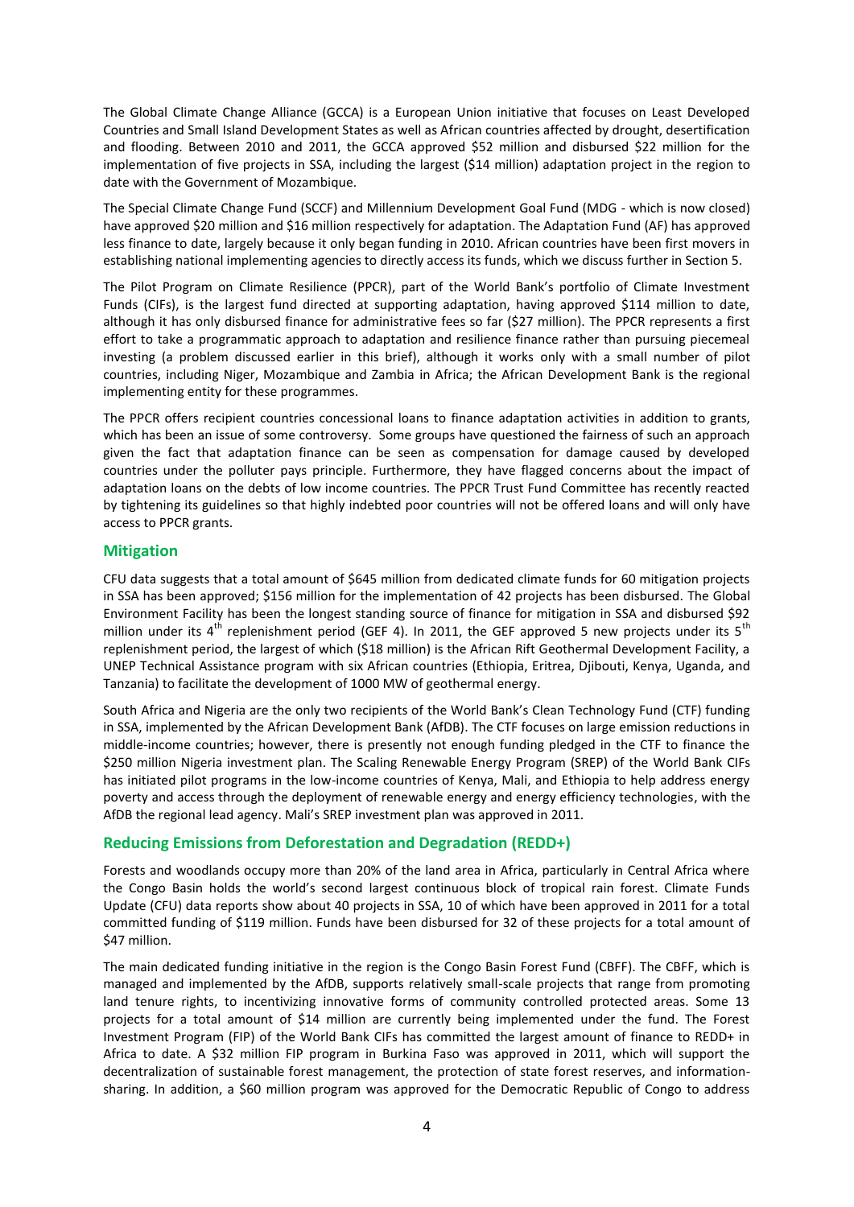The Global Climate Change Alliance (GCCA) is a European Union initiative that focuses on Least Developed Countries and Small Island Development States as well as African countries affected by drought, desertification and flooding. Between 2010 and 2011, the GCCA approved \$52 million and disbursed \$22 million for the implementation of five projects in SSA, including the largest (\$14 million) adaptation project in the region to date with the Government of Mozambique.

The Special Climate Change Fund (SCCF) and Millennium Development Goal Fund (MDG - which is now closed) have approved \$20 million and \$16 million respectively for adaptation. The Adaptation Fund (AF) has approved less finance to date, largely because it only began funding in 2010. African countries have been first movers in establishing national implementing agencies to directly access its funds, which we discuss further in Section 5.

The Pilot Program on Climate Resilience (PPCR), part of the World Bank's portfolio of Climate Investment Funds (CIFs), is the largest fund directed at supporting adaptation, having approved \$114 million to date, although it has only disbursed finance for administrative fees so far (\$27 million). The PPCR represents a first effort to take a programmatic approach to adaptation and resilience finance rather than pursuing piecemeal investing (a problem discussed earlier in this brief), although it works only with a small number of pilot countries, including Niger, Mozambique and Zambia in Africa; the African Development Bank is the regional implementing entity for these programmes.

The PPCR offers recipient countries concessional loans to finance adaptation activities in addition to grants, which has been an issue of some controversy. Some groups have questioned the fairness of such an approach given the fact that adaptation finance can be seen as compensation for damage caused by developed countries under the polluter pays principle. Furthermore, they have flagged concerns about the impact of adaptation loans on the debts of low income countries. The PPCR Trust Fund Committee has recently reacted by tightening its guidelines so that highly indebted poor countries will not be offered loans and will only have access to PPCR grants.

## Mitigation

CFU data suggests that a total amount of \$645 million from dedicated climate funds for 60 mitigation projects in SSA has been approved; \$156 million for the implementation of 42 projects has been disbursed. The Global Environment Facility has been the longest standing source of finance for mitigation in SSA and disbursed \$92 million under its 4th replenishment period (GEF 4). In 2011, the GEF approved 5 new projects under its 5th replenishment period, the largest of which (\$18 million) is the African Rift Geothermal Development Facility, a UNEP Technical Assistance program with six African countries (Ethiopia, Eritrea, Djibouti, Kenya, Uganda, and Tanzania) to facilitate the development of 1000 MW of geothermal energy.

South Africa and Nigeria are the only two recipients of the World Bank's Clean Technology Fund (CTF) funding in SSA, implemented by the African Development Bank (AfDB). The CTF focuses on large emission reductions in middle-income countries; however, there is presently not enough funding pledged in the CTF to finance the \$250 million Nigeria investment plan. The Scaling Renewable Energy Program (SREP) of the World Bank CIFs has initiated pilot programs in the low-income countries of Kenya, Mali, and Ethiopia to help address energy poverty and access through the deployment of renewable energy and energy efficiency technologies, with the AfDB the regional lead agency. Mali's SREP investment plan was approved in 2011.

## Reducing Emissions from Deforestation and Degradation (REDD+)

Forests and woodlands occupy more than 20% of the land area in Africa, particularly in Central Africa where the Congo Basin holds the world's second largest continuous block of tropical rain forest. Climate Funds Update (CFU) data reports show about 40 projects in SSA, 10 of which have been approved in 2011 for a total committed funding of \$119 million. Funds have been disbursed for 32 of these projects for a total amount of \$47 million.

The main dedicated funding initiative in the region is the Congo Basin Forest Fund (CBFF). The CBFF, which is managed and implemented by the AfDB, supports relatively small-scale projects that range from promoting land tenure rights, to incentivizing innovative forms of community controlled protected areas. Some 13 projects for a total amount of \$14 million are currently being implemented under the fund. The Forest Investment Program (FIP) of the World Bank CIFs has committed the largest amount of finance to REDD+ in Africa to date. A \$32 million FIP program in Burkina Faso was approved in 2011, which will support the decentralization of sustainable forest management, the protection of state forest reserves, and information-sharing. In addition, a \$60 million program was approved for the Democratic Republic of Congo to address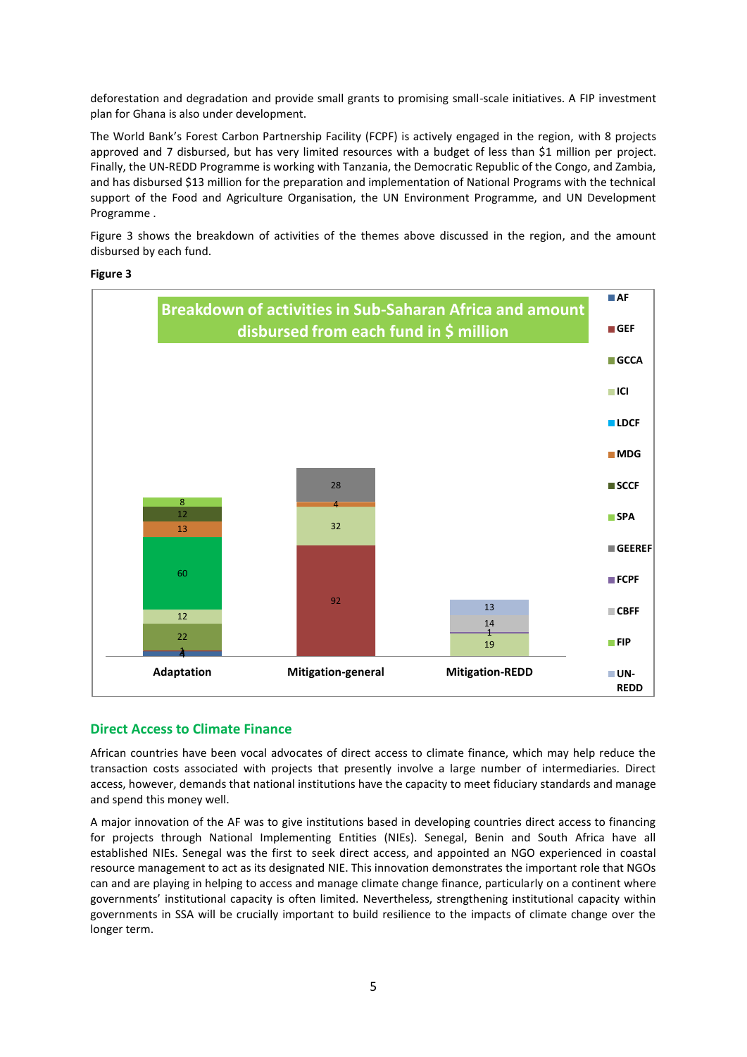deforestation and degradation and provide small grants to promising small-scale initiatives. A FIP investment plan for Ghana is also under development.

The World Bank's Forest Carbon Partnership Facility (FCPF) is actively engaged in the region, with 8 projects approved and 7 disbursed, but has very limited resources with a budget of less than $1 million per project. Finally, the UN-REDD Programme is working with Tanzania, the Democratic Republic of the Congo, and Zambia, and has disbursed $13 million for the preparation and implementation of National Programs with the technical support of the Food and Agriculture Organisation, the UN Environment Programme, and UN Development Programme .

Figure 3 shows the breakdown of activities of the themes above discussed in the region, and the amount disbursed by each fund.

**Figure 3**

Breakdown of activities in Sub-Saharan Africa and amount disbursed from each fund in $ million

| Fund | Adaptation | Mitigation-general | Mitigation-REDD |
|---|---|---|---|
| AF | 4 | | |
| GEF | 1 | 92 | |
| GCCA | 22 | | |
| ICI | 12 | 32 | |
| LDCF | 60 | | |
| MDG | 13 | 4 | |
| SCCF | 12 | | |
| SPA | 8 | | |
| GEEREF | | 28 | |
| FCPF | | | 1 |
| CBFF | | | 14 |
| FIP | | | 19 |
| UN-REDD | | | 13 |

## Direct Access to Climate Finance

African countries have been vocal advocates of direct access to climate finance, which may help reduce the transaction costs associated with projects that presently involve a large number of intermediaries. Direct access, however, demands that national institutions have the capacity to meet fiduciary standards and manage and spend this money well.

A major innovation of the AF was to give institutions based in developing countries direct access to financing for projects through National Implementing Entities (NIEs). Senegal, Benin and South Africa have all established NIEs. Senegal was the first to seek direct access, and appointed an NGO experienced in coastal resource management to act as its designated NIE. This innovation demonstrates the important role that NGOs can and are playing in helping to access and manage climate change finance, particularly on a continent where governments' institutional capacity is often limited. Nevertheless, strengthening institutional capacity within governments in SSA will be crucially important to build resilience to the impacts of climate change over the longer term.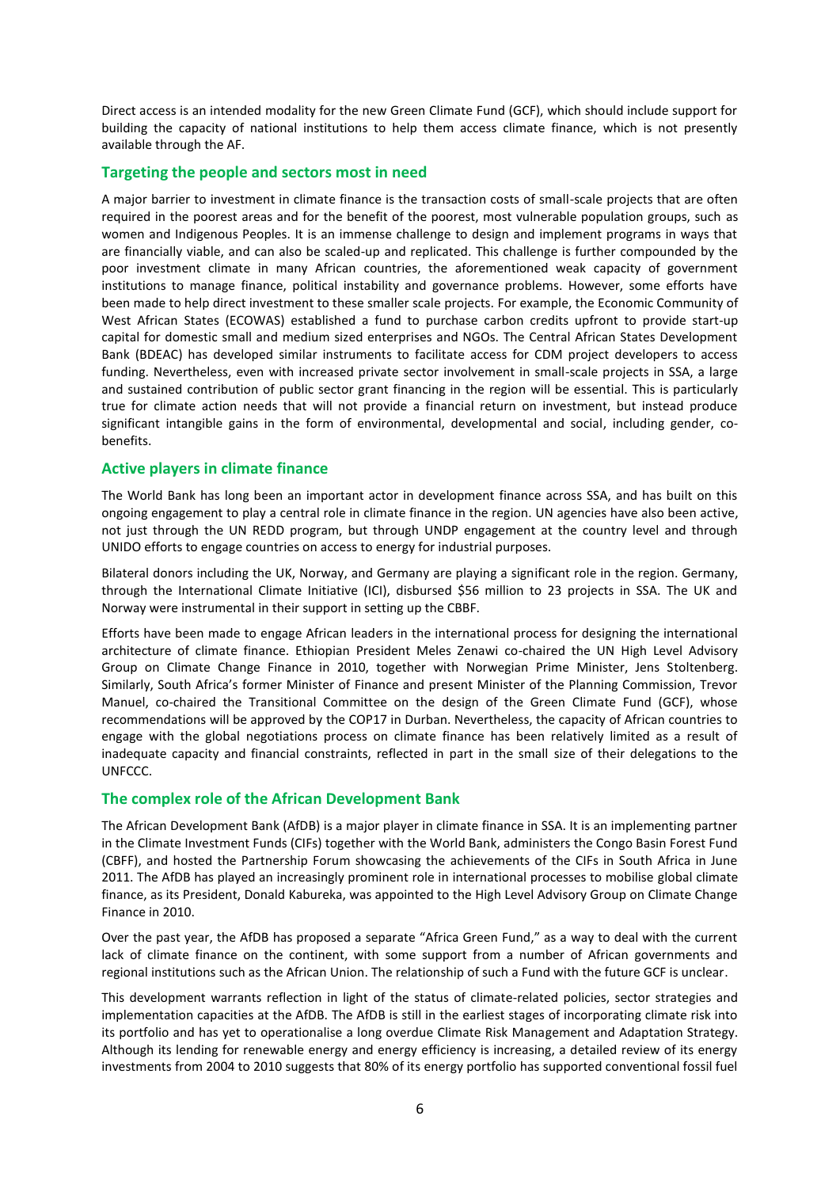Direct access is an intended modality for the new Green Climate Fund (GCF), which should include support for building the capacity of national institutions to help them access climate finance, which is not presently available through the AF.

## Targeting the people and sectors most in need

A major barrier to investment in climate finance is the transaction costs of small-scale projects that are often required in the poorest areas and for the benefit of the poorest, most vulnerable population groups, such as women and Indigenous Peoples. It is an immense challenge to design and implement programs in ways that are financially viable, and can also be scaled-up and replicated. This challenge is further compounded by the poor investment climate in many African countries, the aforementioned weak capacity of government institutions to manage finance, political instability and governance problems. However, some efforts have been made to help direct investment to these smaller scale projects. For example, the Economic Community of West African States (ECOWAS) established a fund to purchase carbon credits upfront to provide start-up capital for domestic small and medium sized enterprises and NGOs. The Central African States Development Bank (BDEAC) has developed similar instruments to facilitate access for CDM project developers to access funding. Nevertheless, even with increased private sector involvement in small-scale projects in SSA, a large and sustained contribution of public sector grant financing in the region will be essential. This is particularly true for climate action needs that will not provide a financial return on investment, but instead produce significant intangible gains in the form of environmental, developmental and social, including gender, co-benefits.

## Active players in climate finance

The World Bank has long been an important actor in development finance across SSA, and has built on this ongoing engagement to play a central role in climate finance in the region. UN agencies have also been active, not just through the UN REDD program, but through UNDP engagement at the country level and through UNIDO efforts to engage countries on access to energy for industrial purposes.

Bilateral donors including the UK, Norway, and Germany are playing a significant role in the region. Germany, through the International Climate Initiative (ICI), disbursed $56 million to 23 projects in SSA. The UK and Norway were instrumental in their support in setting up the CBBF.

Efforts have been made to engage African leaders in the international process for designing the international architecture of climate finance. Ethiopian President Meles Zenawi co-chaired the UN High Level Advisory Group on Climate Change Finance in 2010, together with Norwegian Prime Minister, Jens Stoltenberg. Similarly, South Africa's former Minister of Finance and present Minister of the Planning Commission, Trevor Manuel, co-chaired the Transitional Committee on the design of the Green Climate Fund (GCF), whose recommendations will be approved by the COP17 in Durban. Nevertheless, the capacity of African countries to engage with the global negotiations process on climate finance has been relatively limited as a result of inadequate capacity and financial constraints, reflected in part in the small size of their delegations to the UNFCCC.

## The complex role of the African Development Bank

The African Development Bank (AfDB) is a major player in climate finance in SSA. It is an implementing partner in the Climate Investment Funds (CIFs) together with the World Bank, administers the Congo Basin Forest Fund (CBFF), and hosted the Partnership Forum showcasing the achievements of the CIFs in South Africa in June 2011. The AfDB has played an increasingly prominent role in international processes to mobilise global climate finance, as its President, Donald Kabureka, was appointed to the High Level Advisory Group on Climate Change Finance in 2010.

Over the past year, the AfDB has proposed a separate "Africa Green Fund," as a way to deal with the current lack of climate finance on the continent, with some support from a number of African governments and regional institutions such as the African Union. The relationship of such a Fund with the future GCF is unclear.

This development warrants reflection in light of the status of climate-related policies, sector strategies and implementation capacities at the AfDB. The AfDB is still in the earliest stages of incorporating climate risk into its portfolio and has yet to operationalise a long overdue Climate Risk Management and Adaptation Strategy. Although its lending for renewable energy and energy efficiency is increasing, a detailed review of its energy investments from 2004 to 2010 suggests that 80% of its energy portfolio has supported conventional fossil fuel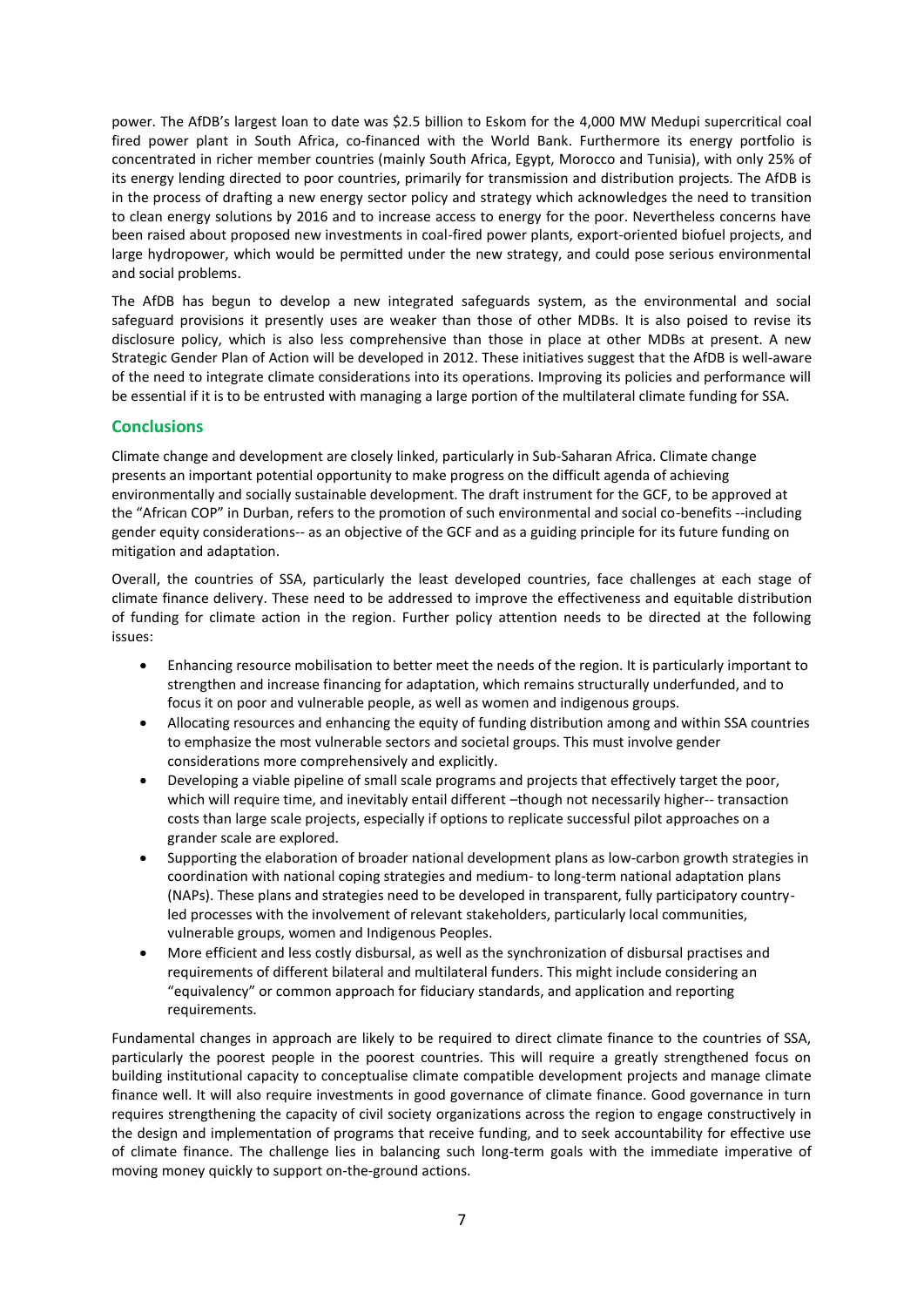power. The AfDB's largest loan to date was $2.5 billion to Eskom for the 4,000 MW Medupi supercritical coal fired power plant in South Africa, co-financed with the World Bank. Furthermore its energy portfolio is concentrated in richer member countries (mainly South Africa, Egypt, Morocco and Tunisia), with only 25% of its energy lending directed to poor countries, primarily for transmission and distribution projects. The AfDB is in the process of drafting a new energy sector policy and strategy which acknowledges the need to transition to clean energy solutions by 2016 and to increase access to energy for the poor. Nevertheless concerns have been raised about proposed new investments in coal-fired power plants, export-oriented biofuel projects, and large hydropower, which would be permitted under the new strategy, and could pose serious environmental and social problems.

The AfDB has begun to develop a new integrated safeguards system, as the environmental and social safeguard provisions it presently uses are weaker than those of other MDBs. It is also poised to revise its disclosure policy, which is also less comprehensive than those in place at other MDBs at present. A new Strategic Gender Plan of Action will be developed in 2012. These initiatives suggest that the AfDB is well-aware of the need to integrate climate considerations into its operations. Improving its policies and performance will be essential if it is to be entrusted with managing a large portion of the multilateral climate funding for SSA.

## Conclusions

Climate change and development are closely linked, particularly in Sub-Saharan Africa. Climate change presents an important potential opportunity to make progress on the difficult agenda of achieving environmentally and socially sustainable development. The draft instrument for the GCF, to be approved at the "African COP" in Durban, refers to the promotion of such environmental and social co-benefits --including gender equity considerations-- as an objective of the GCF and as a guiding principle for its future funding on mitigation and adaptation.

Overall, the countries of SSA, particularly the least developed countries, face challenges at each stage of climate finance delivery. These need to be addressed to improve the effectiveness and equitable distribution of funding for climate action in the region. Further policy attention needs to be directed at the following issues:

- Enhancing resource mobilisation to better meet the needs of the region. It is particularly important to strengthen and increase financing for adaptation, which remains structurally underfunded, and to focus it on poor and vulnerable people, as well as women and indigenous groups.
- Allocating resources and enhancing the equity of funding distribution among and within SSA countries to emphasize the most vulnerable sectors and societal groups. This must involve gender considerations more comprehensively and explicitly.
- Developing a viable pipeline of small scale programs and projects that effectively target the poor, which will require time, and inevitably entail different –though not necessarily higher-- transaction costs than large scale projects, especially if options to replicate successful pilot approaches on a grander scale are explored.
- Supporting the elaboration of broader national development plans as low-carbon growth strategies in coordination with national coping strategies and medium- to long-term national adaptation plans (NAPs). These plans and strategies need to be developed in transparent, fully participatory country-led processes with the involvement of relevant stakeholders, particularly local communities, vulnerable groups, women and Indigenous Peoples.
- More efficient and less costly disbursal, as well as the synchronization of disbursal practises and requirements of different bilateral and multilateral funders. This might include considering an "equivalency" or common approach for fiduciary standards, and application and reporting requirements.

Fundamental changes in approach are likely to be required to direct climate finance to the countries of SSA, particularly the poorest people in the poorest countries. This will require a greatly strengthened focus on building institutional capacity to conceptualise climate compatible development projects and manage climate finance well. It will also require investments in good governance of climate finance. Good governance in turn requires strengthening the capacity of civil society organizations across the region to engage constructively in the design and implementation of programs that receive funding, and to seek accountability for effective use of climate finance. The challenge lies in balancing such long-term goals with the immediate imperative of moving money quickly to support on-the-ground actions.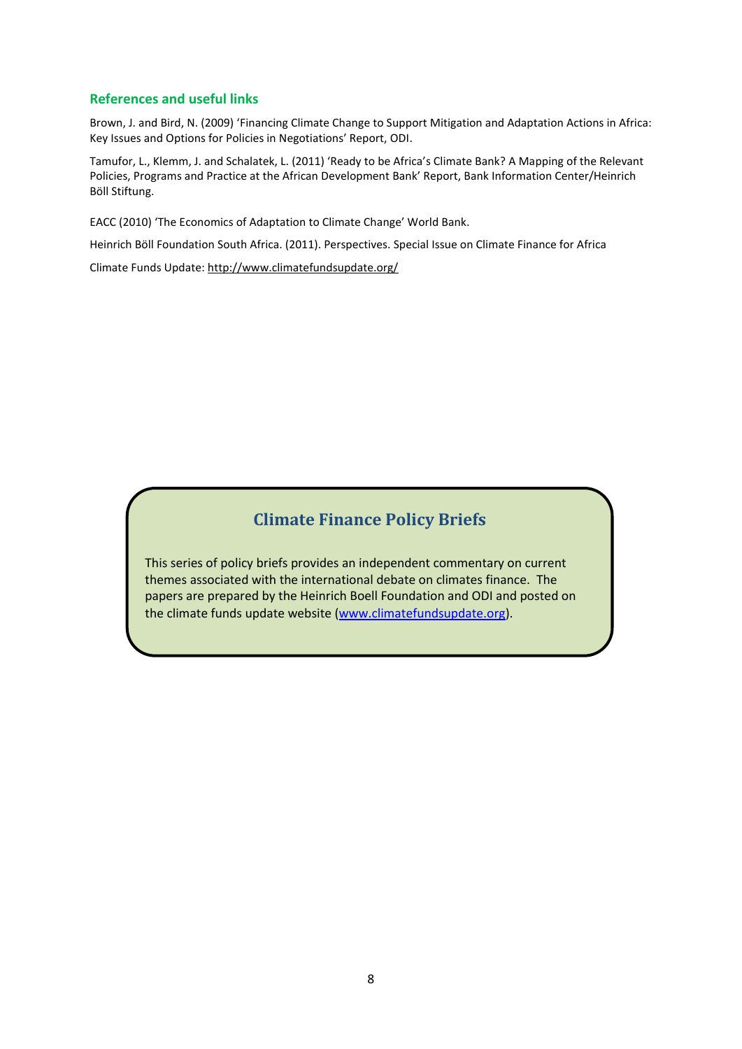## References and useful links

Brown, J. and Bird, N. (2009) 'Financing Climate Change to Support Mitigation and Adaptation Actions in Africa: Key Issues and Options for Policies in Negotiations' Report, ODI.

Tamufor, L., Klemm, J. and Schalatek, L. (2011) 'Ready to be Africa's Climate Bank? A Mapping of the Relevant Policies, Programs and Practice at the African Development Bank' Report, Bank Information Center/Heinrich Böll Stiftung.

EACC (2010) 'The Economics of Adaptation to Climate Change' World Bank.

Heinrich Böll Foundation South Africa. (2011). Perspectives. Special Issue on Climate Finance for Africa

Climate Funds Update: http://www.climatefundsupdate.org/

### Climate Finance Policy Briefs

This series of policy briefs provides an independent commentary on current themes associated with the international debate on climates finance. The papers are prepared by the Heinrich Boell Foundation and ODI and posted on the climate funds update website (www.climatefundsupdate.org).